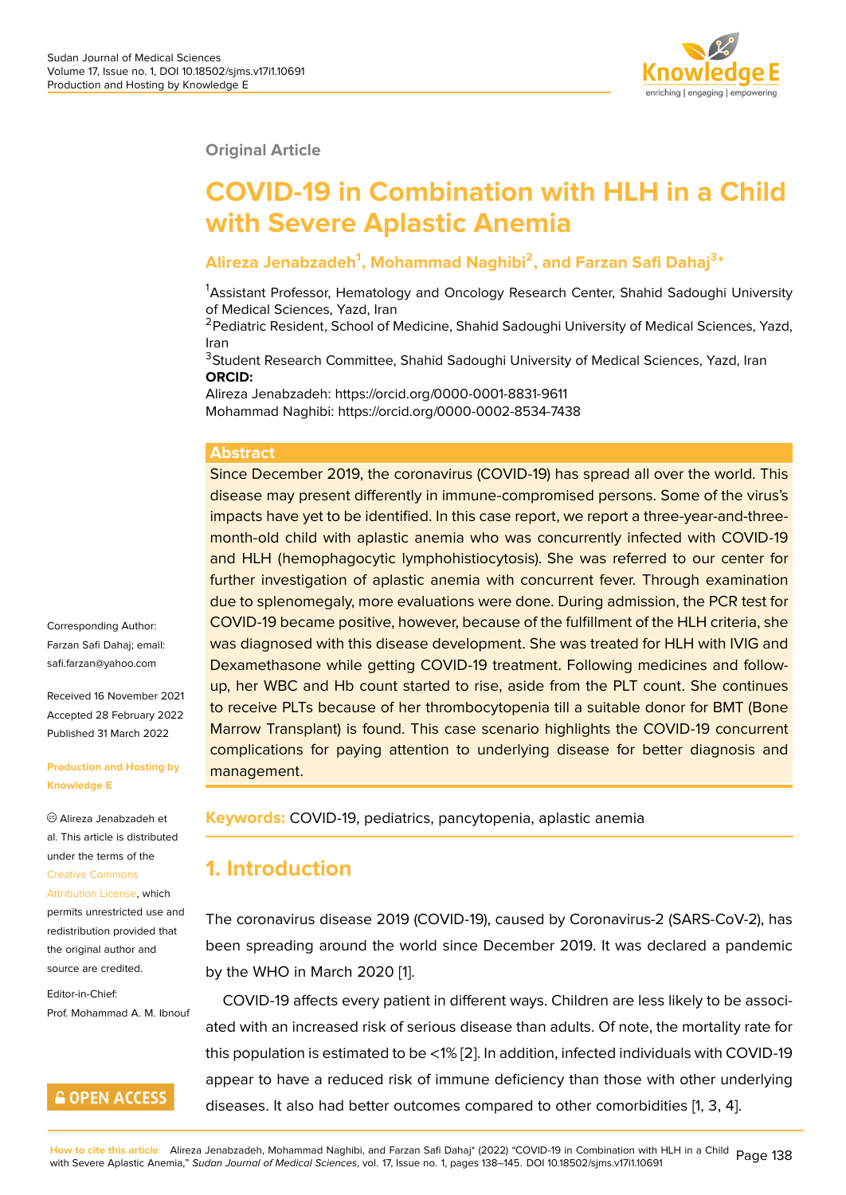Original Article

# COVID-19 in Combination with HLH in a Child with Severe Aplastic Anemia

**Alireza Jenabzadeh[1], Mohammad Naghibi[2], and Farzan Safi Dahaj[3]***

[1]Assistant Professor, Hematology and Oncology Research Center, Shahid Sadoughi University of Medical Sciences, Yazd, Iran
[2]Pediatric Resident, School of Medicine, Shahid Sadoughi University of Medical Sciences, Yazd, Iran
[3]Student Research Committee, Shahid Sadoughi University of Medical Sciences, Yazd, Iran

**ORCID:**
Alireza Jenabzadeh: https://orcid.org/0000-0001-8831-9611
Mohammad Naghibi: https://orcid.org/0000-0002-8534-7438

Corresponding Author: Farzan Safi Dahaj; email: safi.farzan@yahoo.com

Received 16 November 2021
Accepted 28 February 2022
Published 31 March 2022

**Production and Hosting by Knowledge E**

© Alireza Jenabzadeh et al. This article is distributed under the terms of the Creative Commons Attribution License, which permits unrestricted use and redistribution provided that the original author and source are credited.

Editor-in-Chief:
Prof. Mohammad A. M. Ibnouf

OPEN ACCESS

## Abstract

Since December 2019, the coronavirus (COVID-19) has spread all over the world. This disease may present differently in immune-compromised persons. Some of the virus's impacts have yet to be identified. In this case report, we report a three-year-and-three-month-old child with aplastic anemia who was concurrently infected with COVID-19 and HLH (hemophagocytic lymphohistiocytosis). She was referred to our center for further investigation of aplastic anemia with concurrent fever. Through examination due to splenomegaly, more evaluations were done. During admission, the PCR test for COVID-19 became positive, however, because of the fulfillment of the HLH criteria, she was diagnosed with this disease development. She was treated for HLH with IVIG and Dexamethasone while getting COVID-19 treatment. Following medicines and follow-up, her WBC and Hb count started to rise, aside from the PLT count. She continues to receive PLTs because of her thrombocytopenia till a suitable donor for BMT (Bone Marrow Transplant) is found. This case scenario highlights the COVID-19 concurrent complications for paying attention to underlying disease for better diagnosis and management.

**Keywords:** COVID-19, pediatrics, pancytopenia, aplastic anemia

## 1. Introduction

The coronavirus disease 2019 (COVID-19), caused by Coronavirus-2 (SARS-CoV-2), has been spreading around the world since December 2019. It was declared a pandemic by the WHO in March 2020 [1].

COVID-19 affects every patient in different ways. Children are less likely to be associated with an increased risk of serious disease than adults. Of note, the mortality rate for this population is estimated to be <1% [2]. In addition, infected individuals with COVID-19 appear to have a reduced risk of immune deficiency than those with other underlying diseases. It also had better outcomes compared to other comorbidities [1, 3, 4].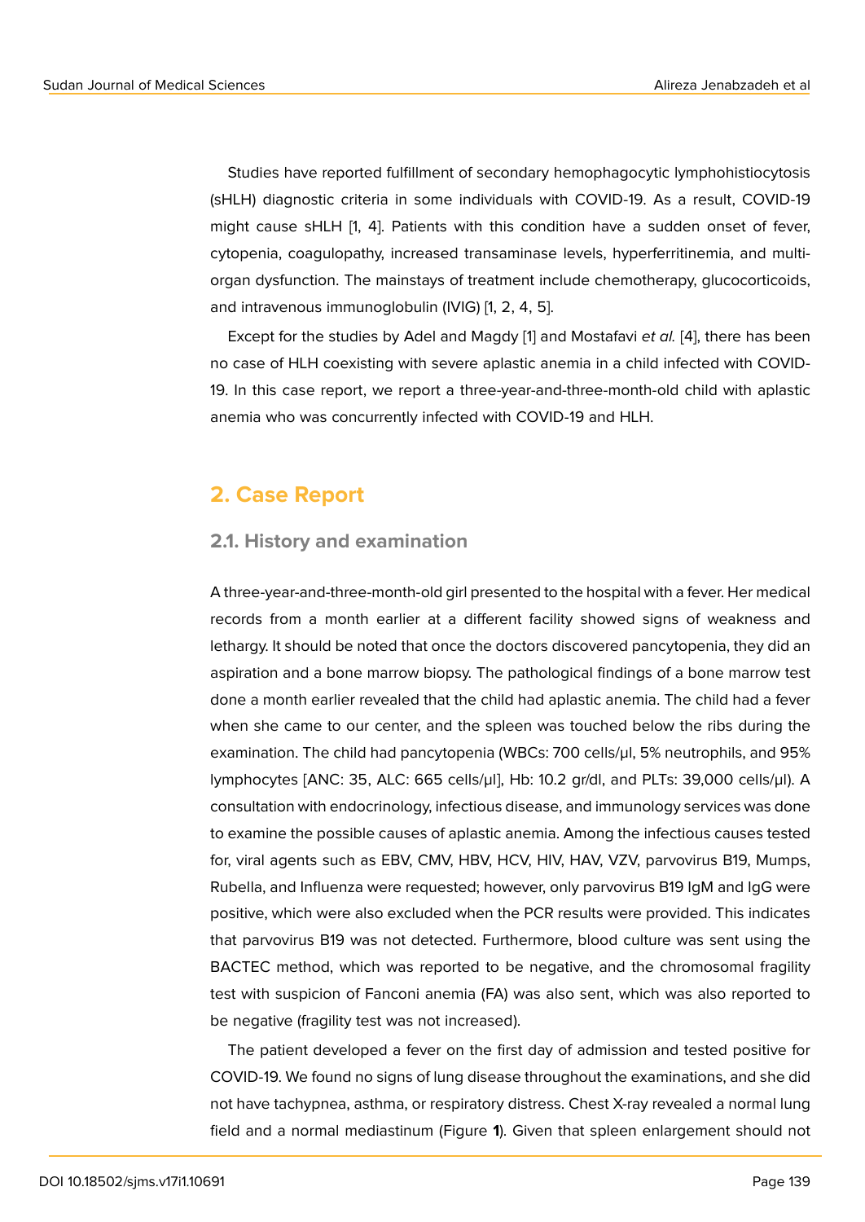Studies have reported fulfillment of secondary hemophagocytic lymphohistiocytosis (sHLH) diagnostic criteria in some individuals with COVID-19. As a result, COVID-19 might cause sHLH [1, 4]. Patients with this condition have a sudden onset of fever, cytopenia, coagulopathy, increased transaminase levels, hyperferritinemia, and multi-organ dysfunction. The mainstays of treatment include chemotherapy, glucocorticoids, and intravenous immunoglobulin (IVIG) [1, 2, 4, 5].

Except for the studies by Adel and Magdy [1] and Mostafavi *et al.* [4], there has been no case of HLH coexisting with severe aplastic anemia in a child infected with COVID-19. In this case report, we report a three-year-and-three-month-old child with aplastic anemia who was concurrently infected with COVID-19 and HLH.

## 2. Case Report

### 2.1. History and examination

A three-year-and-three-month-old girl presented to the hospital with a fever. Her medical records from a month earlier at a different facility showed signs of weakness and lethargy. It should be noted that once the doctors discovered pancytopenia, they did an aspiration and a bone marrow biopsy. The pathological findings of a bone marrow test done a month earlier revealed that the child had aplastic anemia. The child had a fever when she came to our center, and the spleen was touched below the ribs during the examination. The child had pancytopenia (WBCs: 700 cells/μl, 5% neutrophils, and 95% lymphocytes [ANC: 35, ALC: 665 cells/μl], Hb: 10.2 gr/dl, and PLTs: 39,000 cells/μl). A consultation with endocrinology, infectious disease, and immunology services was done to examine the possible causes of aplastic anemia. Among the infectious causes tested for, viral agents such as EBV, CMV, HBV, HCV, HIV, HAV, VZV, parvovirus B19, Mumps, Rubella, and Influenza were requested; however, only parvovirus B19 IgM and IgG were positive, which were also excluded when the PCR results were provided. This indicates that parvovirus B19 was not detected. Furthermore, blood culture was sent using the BACTEC method, which was reported to be negative, and the chromosomal fragility test with suspicion of Fanconi anemia (FA) was also sent, which was also reported to be negative (fragility test was not increased).

The patient developed a fever on the first day of admission and tested positive for COVID-19. We found no signs of lung disease throughout the examinations, and she did not have tachypnea, asthma, or respiratory distress. Chest X-ray revealed a normal lung field and a normal mediastinum (Figure **1**). Given that spleen enlargement should not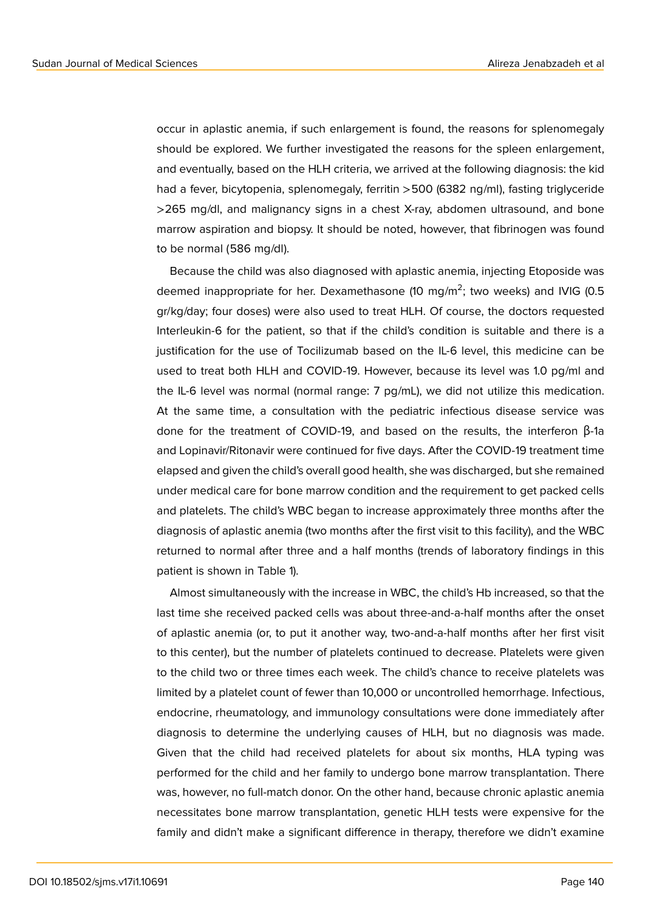occur in aplastic anemia, if such enlargement is found, the reasons for splenomegaly should be explored. We further investigated the reasons for the spleen enlargement, and eventually, based on the HLH criteria, we arrived at the following diagnosis: the kid had a fever, bicytopenia, splenomegaly, ferritin >500 (6382 ng/ml), fasting triglyceride >265 mg/dl, and malignancy signs in a chest X-ray, abdomen ultrasound, and bone marrow aspiration and biopsy. It should be noted, however, that fibrinogen was found to be normal (586 mg/dl).

Because the child was also diagnosed with aplastic anemia, injecting Etoposide was deemed inappropriate for her. Dexamethasone (10 mg/m$^2$; two weeks) and IVIG (0.5 gr/kg/day; four doses) were also used to treat HLH. Of course, the doctors requested Interleukin-6 for the patient, so that if the child's condition is suitable and there is a justification for the use of Tocilizumab based on the IL-6 level, this medicine can be used to treat both HLH and COVID-19. However, because its level was 1.0 pg/ml and the IL-6 level was normal (normal range: 7 pg/mL), we did not utilize this medication. At the same time, a consultation with the pediatric infectious disease service was done for the treatment of COVID-19, and based on the results, the interferon β-1a and Lopinavir/Ritonavir were continued for five days. After the COVID-19 treatment time elapsed and given the child's overall good health, she was discharged, but she remained under medical care for bone marrow condition and the requirement to get packed cells and platelets. The child's WBC began to increase approximately three months after the diagnosis of aplastic anemia (two months after the first visit to this facility), and the WBC returned to normal after three and a half months (trends of laboratory findings in this patient is shown in Table 1).

Almost simultaneously with the increase in WBC, the child's Hb increased, so that the last time she received packed cells was about three-and-a-half months after the onset of aplastic anemia (or, to put it another way, two-and-a-half months after her first visit to this center), but the number of platelets continued to decrease. Platelets were given to the child two or three times each week. The child's chance to receive platelets was limited by a platelet count of fewer than 10,000 or uncontrolled hemorrhage. Infectious, endocrine, rheumatology, and immunology consultations were done immediately after diagnosis to determine the underlying causes of HLH, but no diagnosis was made. Given that the child had received platelets for about six months, HLA typing was performed for the child and her family to undergo bone marrow transplantation. There was, however, no full-match donor. On the other hand, because chronic aplastic anemia necessitates bone marrow transplantation, genetic HLH tests were expensive for the family and didn't make a significant difference in therapy, therefore we didn't examine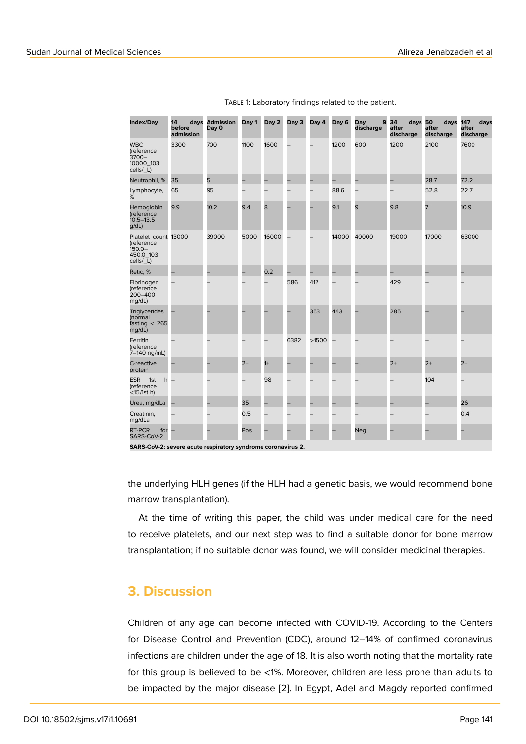Table 1: Laboratory findings related to the patient.

| Index/Day | 14 days before admission | Admission Day 0 | Day 1 | Day 2 | Day 3 | Day 4 | Day 6 | Day 9 discharge | 34 days after discharge | 50 days after discharge | 147 days after discharge |
|---|---|---|---|---|---|---|---|---|---|---|---|
| WBC (reference 3700–10000_103 cells/_L) | 3300 | 700 | 1100 | 1600 | – | – | 1200 | 600 | 1200 | 2100 | 7600 |
| Neutrophil, % | 35 | 5 | – | – | – | – | – | – | – | 28.7 | 72.2 |
| Lymphocyte, % | 65 | 95 | – | – | – | – | 88.6 | – | – | 52.8 | 22.7 |
| Hemoglobin (reference 10.5–13.5 g/dL) | 9.9 | 10.2 | 9.4 | 8 | – | – | 9.1 | 9 | 9.8 | 7 | 10.9 |
| Platelet count (reference 150.0–450.0_103 cells/_L) | 13000 | 39000 | 5000 | 16000 | – | – | 14000 | 40000 | 19000 | 17000 | 63000 |
| Retic, % | – | – | – | 0.2 | – | – | – | – | – | – | – |
| Fibrinogen (reference 200–400 mg/dL) | – | – | – | – | 586 | 412 | – | – | 429 | – | – |
| Triglycerides (normal fasting < 265 mg/dL) | – | – | – | – | – | 353 | 443 | – | 285 | – | – |
| Ferritin (reference 7–140 ng/mL) | – | – | – | – | 6382 | >1500 | – | – | – | – | – |
| C-reactive protein | – | – | 2+ | 1+ | – | – | – | – | 2+ | 2+ | 2+ |
| ESR 1st h (reference <15/1st h) | – | – | – | 98 | – | – | – | – | – | 104 | – |
| Urea, mg/dLa | – | – | 35 | – | – | – | – | – | – | – | 26 |
| Creatinin, mg/dLa | – | – | 0.5 | – | – | – | – | – | – | – | 0.4 |
| RT-PCR for SARS-CoV-2 | – | – | Pos | – | – | – | – | Neg | – | – | – |

**SARS-CoV-2: severe acute respiratory syndrome coronavirus 2.**

the underlying HLH genes (if the HLH had a genetic basis, we would recommend bone marrow transplantation).

At the time of writing this paper, the child was under medical care for the need to receive platelets, and our next step was to find a suitable donor for bone marrow transplantation; if no suitable donor was found, we will consider medicinal therapies.

## 3. Discussion

Children of any age can become infected with COVID-19. According to the Centers for Disease Control and Prevention (CDC), around 12–14% of confirmed coronavirus infections are children under the age of 18. It is also worth noting that the mortality rate for this group is believed to be <1%. Moreover, children are less prone than adults to be impacted by the major disease [2]. In Egypt, Adel and Magdy reported confirmed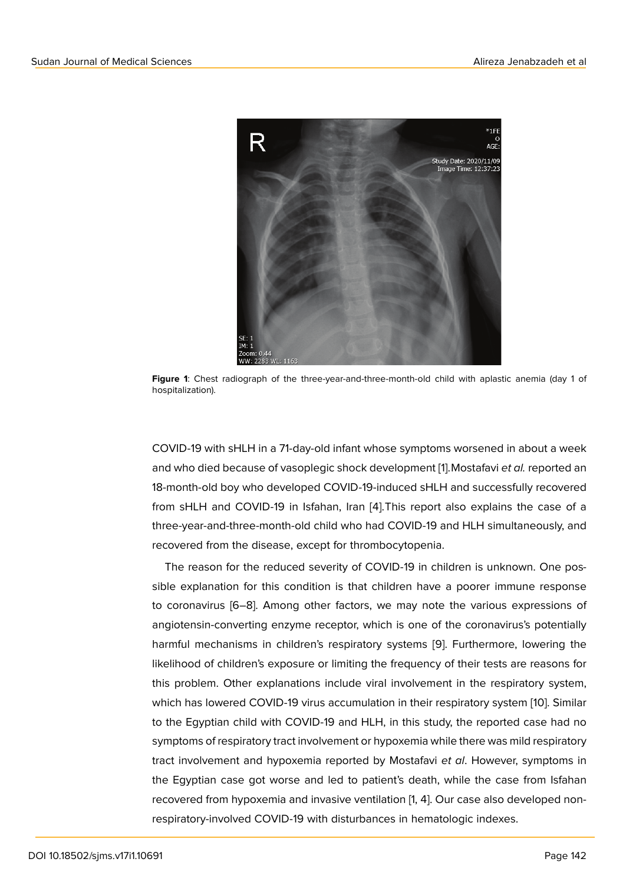**Figure 1**: Chest radiograph of the three-year-and-three-month-old child with aplastic anemia (day 1 of hospitalization).

COVID-19 with sHLH in a 71-day-old infant whose symptoms worsened in about a week and who died because of vasoplegic shock development [1].Mostafavi *et al.* reported an 18-month-old boy who developed COVID-19-induced sHLH and successfully recovered from sHLH and COVID-19 in Isfahan, Iran [4].This report also explains the case of a three-year-and-three-month-old child who had COVID-19 and HLH simultaneously, and recovered from the disease, except for thrombocytopenia.

The reason for the reduced severity of COVID-19 in children is unknown. One possible explanation for this condition is that children have a poorer immune response to coronavirus [6–8]. Among other factors, we may note the various expressions of angiotensin-converting enzyme receptor, which is one of the coronavirus's potentially harmful mechanisms in children's respiratory systems [9]. Furthermore, lowering the likelihood of children's exposure or limiting the frequency of their tests are reasons for this problem. Other explanations include viral involvement in the respiratory system, which has lowered COVID-19 virus accumulation in their respiratory system [10]. Similar to the Egyptian child with COVID-19 and HLH, in this study, the reported case had no symptoms of respiratory tract involvement or hypoxemia while there was mild respiratory tract involvement and hypoxemia reported by Mostafavi *et al*. However, symptoms in the Egyptian case got worse and led to patient's death, while the case from Isfahan recovered from hypoxemia and invasive ventilation [1, 4]. Our case also developed non-respiratory-involved COVID-19 with disturbances in hematologic indexes.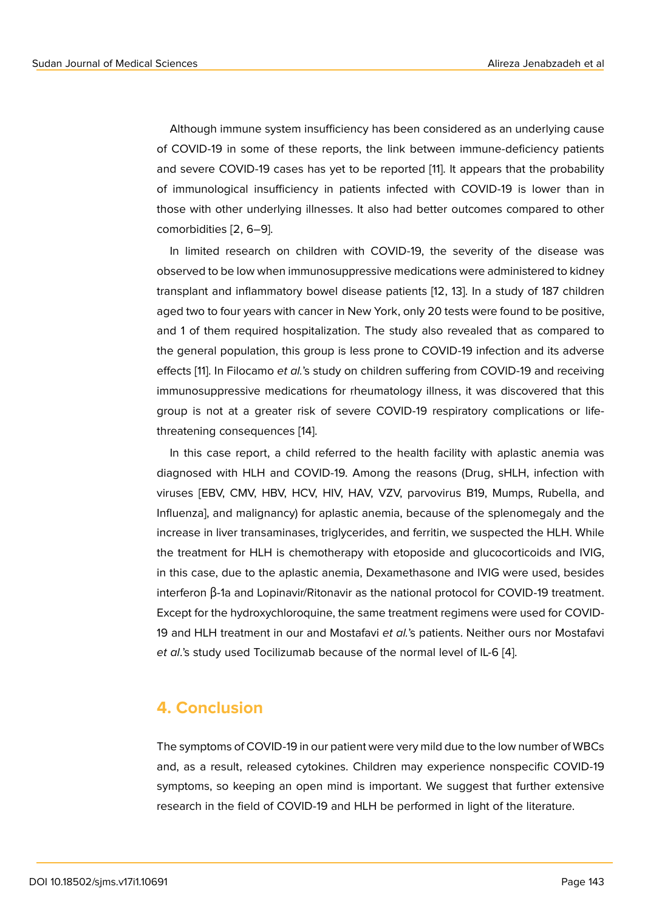Although immune system insufficiency has been considered as an underlying cause of COVID-19 in some of these reports, the link between immune-deficiency patients and severe COVID-19 cases has yet to be reported [11]. It appears that the probability of immunological insufficiency in patients infected with COVID-19 is lower than in those with other underlying illnesses. It also had better outcomes compared to other comorbidities [2, 6–9].

In limited research on children with COVID-19, the severity of the disease was observed to be low when immunosuppressive medications were administered to kidney transplant and inflammatory bowel disease patients [12, 13]. In a study of 187 children aged two to four years with cancer in New York, only 20 tests were found to be positive, and 1 of them required hospitalization. The study also revealed that as compared to the general population, this group is less prone to COVID-19 infection and its adverse effects [11]. In Filocamo *et al.*'s study on children suffering from COVID-19 and receiving immunosuppressive medications for rheumatology illness, it was discovered that this group is not at a greater risk of severe COVID-19 respiratory complications or life-threatening consequences [14].

In this case report, a child referred to the health facility with aplastic anemia was diagnosed with HLH and COVID-19. Among the reasons (Drug, sHLH, infection with viruses [EBV, CMV, HBV, HCV, HIV, HAV, VZV, parvovirus B19, Mumps, Rubella, and Influenza], and malignancy) for aplastic anemia, because of the splenomegaly and the increase in liver transaminases, triglycerides, and ferritin, we suspected the HLH. While the treatment for HLH is chemotherapy with etoposide and glucocorticoids and IVIG, in this case, due to the aplastic anemia, Dexamethasone and IVIG were used, besides interferon β-1a and Lopinavir/Ritonavir as the national protocol for COVID-19 treatment. Except for the hydroxychloroquine, the same treatment regimens were used for COVID-19 and HLH treatment in our and Mostafavi *et al.*'s patients. Neither ours nor Mostafavi *et al.*'s study used Tocilizumab because of the normal level of IL-6 [4].

## 4. Conclusion

The symptoms of COVID-19 in our patient were very mild due to the low number of WBCs and, as a result, released cytokines. Children may experience nonspecific COVID-19 symptoms, so keeping an open mind is important. We suggest that further extensive research in the field of COVID-19 and HLH be performed in light of the literature.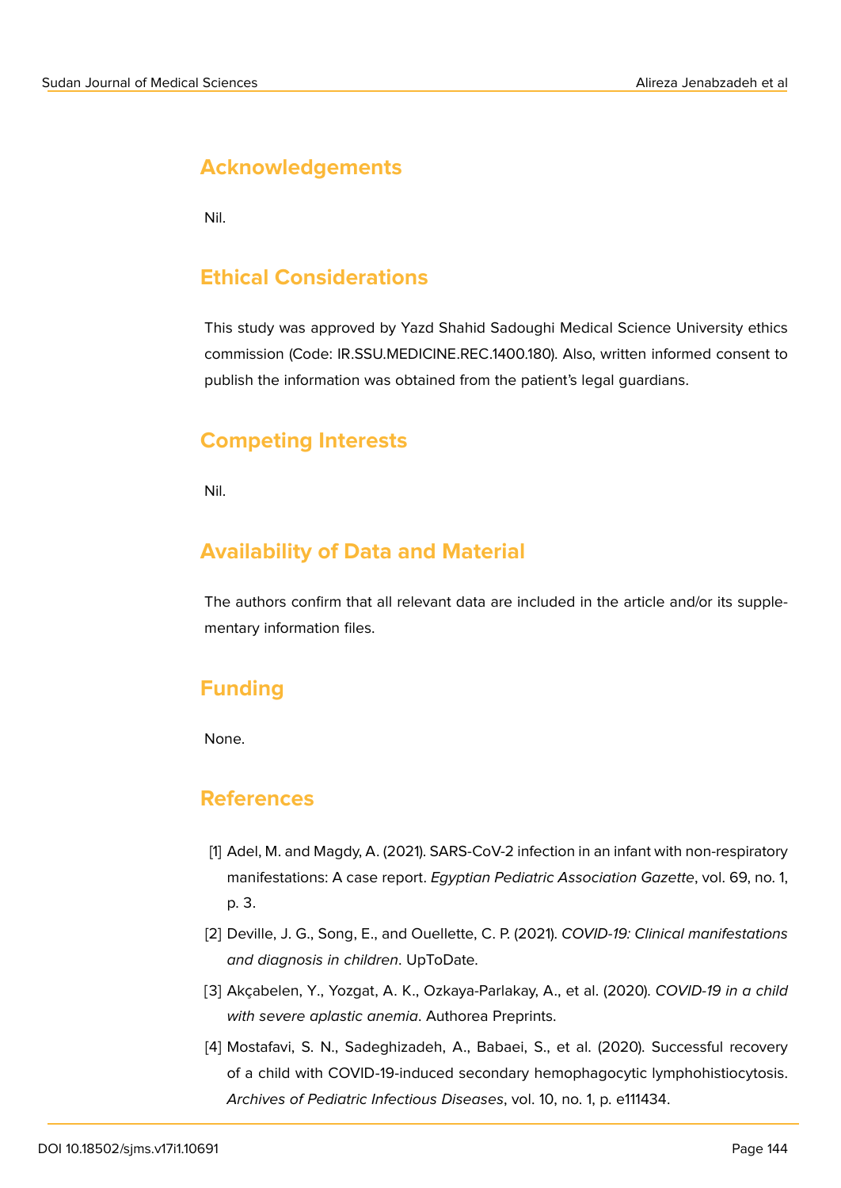## Acknowledgements

Nil.

## Ethical Considerations

This study was approved by Yazd Shahid Sadoughi Medical Science University ethics commission (Code: IR.SSU.MEDICINE.REC.1400.180). Also, written informed consent to publish the information was obtained from the patient's legal guardians.

## Competing Interests

Nil.

## Availability of Data and Material

The authors confirm that all relevant data are included in the article and/or its supplementary information files.

## Funding

None.

## References

[1] Adel, M. and Magdy, A. (2021). SARS-CoV-2 infection in an infant with non-respiratory manifestations: A case report. *Egyptian Pediatric Association Gazette*, vol. 69, no. 1, p. 3.

[2] Deville, J. G., Song, E., and Ouellette, C. P. (2021). *COVID-19: Clinical manifestations and diagnosis in children*. UpToDate.

[3] Akçabelen, Y., Yozgat, A. K., Ozkaya-Parlakay, A., et al. (2020). *COVID-19 in a child with severe aplastic anemia*. Authorea Preprints.

[4] Mostafavi, S. N., Sadeghizadeh, A., Babaei, S., et al. (2020). Successful recovery of a child with COVID-19-induced secondary hemophagocytic lymphohistiocytosis. *Archives of Pediatric Infectious Diseases*, vol. 10, no. 1, p. e111434.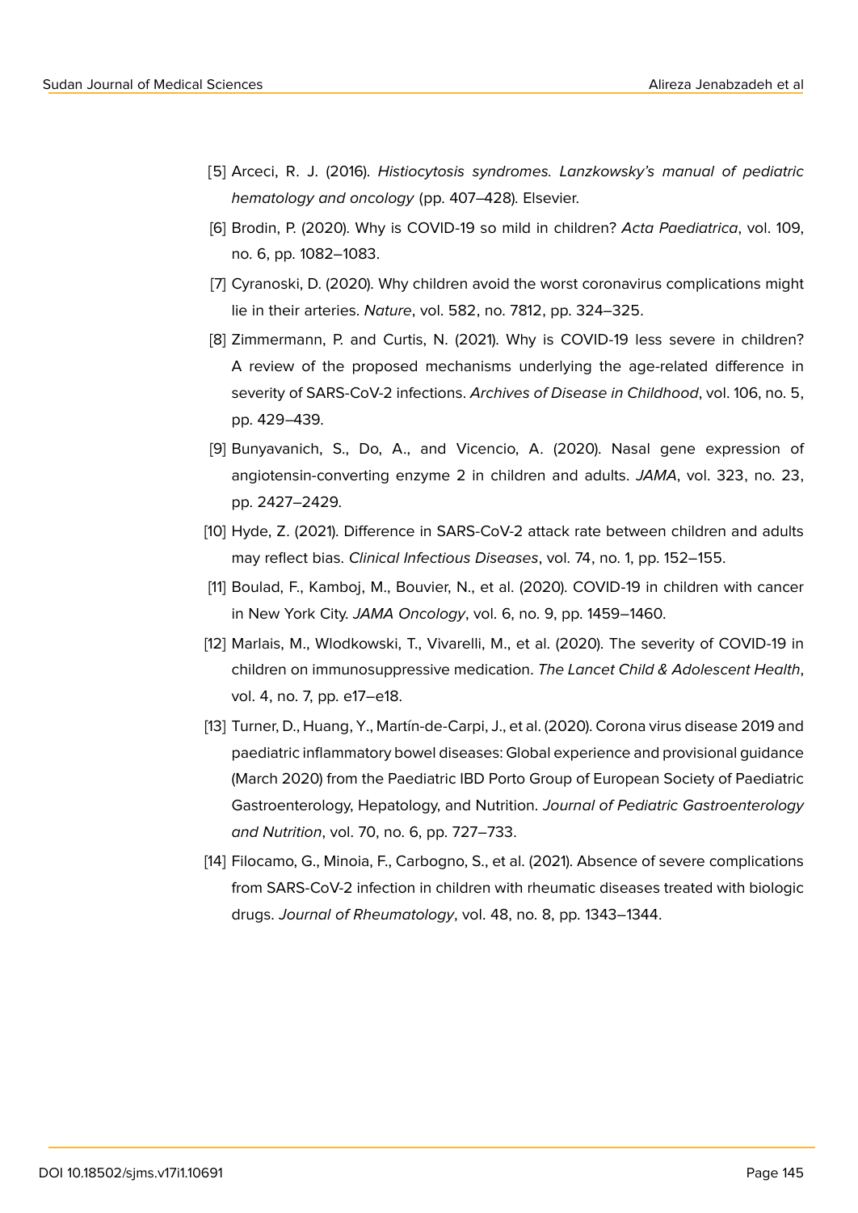[5] Arceci, R. J. (2016). *Histiocytosis syndromes. Lanzkowsky's manual of pediatric hematology and oncology* (pp. 407–428). Elsevier.

[6] Brodin, P. (2020). Why is COVID-19 so mild in children? *Acta Paediatrica*, vol. 109, no. 6, pp. 1082–1083.

[7] Cyranoski, D. (2020). Why children avoid the worst coronavirus complications might lie in their arteries. *Nature*, vol. 582, no. 7812, pp. 324–325.

[8] Zimmermann, P. and Curtis, N. (2021). Why is COVID-19 less severe in children? A review of the proposed mechanisms underlying the age-related difference in severity of SARS-CoV-2 infections. *Archives of Disease in Childhood*, vol. 106, no. 5, pp. 429–439.

[9] Bunyavanich, S., Do, A., and Vicencio, A. (2020). Nasal gene expression of angiotensin-converting enzyme 2 in children and adults. *JAMA*, vol. 323, no. 23, pp. 2427–2429.

[10] Hyde, Z. (2021). Difference in SARS-CoV-2 attack rate between children and adults may reflect bias. *Clinical Infectious Diseases*, vol. 74, no. 1, pp. 152–155.

[11] Boulad, F., Kamboj, M., Bouvier, N., et al. (2020). COVID-19 in children with cancer in New York City. *JAMA Oncology*, vol. 6, no. 9, pp. 1459–1460.

[12] Marlais, M., Wlodkowski, T., Vivarelli, M., et al. (2020). The severity of COVID-19 in children on immunosuppressive medication. *The Lancet Child & Adolescent Health*, vol. 4, no. 7, pp. e17–e18.

[13] Turner, D., Huang, Y., Martín-de-Carpi, J., et al. (2020). Corona virus disease 2019 and paediatric inflammatory bowel diseases: Global experience and provisional guidance (March 2020) from the Paediatric IBD Porto Group of European Society of Paediatric Gastroenterology, Hepatology, and Nutrition. *Journal of Pediatric Gastroenterology and Nutrition*, vol. 70, no. 6, pp. 727–733.

[14] Filocamo, G., Minoia, F., Carbogno, S., et al. (2021). Absence of severe complications from SARS-CoV-2 infection in children with rheumatic diseases treated with biologic drugs. *Journal of Rheumatology*, vol. 48, no. 8, pp. 1343–1344.